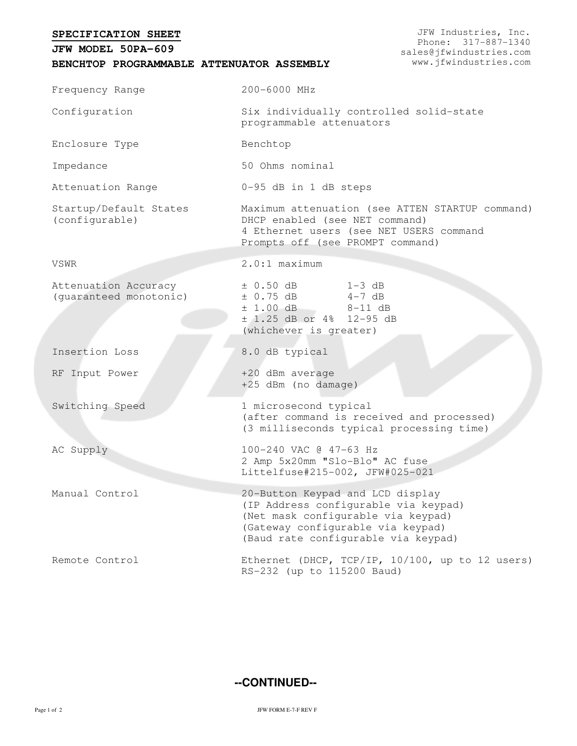# SPECIFICATION SHEET

## JFW MODEL 50PA-609

## BENCHTOP PROGRAMMABLE ATTENUATOR ASSEMBLY

JFW Industries, Inc.
Phone: 317-887-1340
sales@jfwindustries.com
www.jfwindustries.com

| | |
|---|---|
| Frequency Range | 200-6000 MHz |
| Configuration | Six individually controlled solid-state programmable attenuators |
| Enclosure Type | Benchtop |
| Impedance | 50 Ohms nominal |
| Attenuation Range | 0-95 dB in 1 dB steps |
| Startup/Default States (configurable) | Maximum attenuation (see ATTEN STARTUP command)<br>DHCP enabled (see NET command)<br>4 Ethernet users (see NET USERS command<br>Prompts off (see PROMPT command) |
| VSWR | 2.0:1 maximum |
| Attenuation Accuracy (guaranteed monotonic) | ± 0.50 dB 1-3 dB<br>± 0.75 dB 4-7 dB<br>± 1.00 dB 8-11 dB<br>± 1.25 dB or 4% 12-95 dB<br>(whichever is greater) |
| Insertion Loss | 8.0 dB typical |
| RF Input Power | +20 dBm average<br>+25 dBm (no damage) |
| Switching Speed | 1 microsecond typical<br>(after command is received and processed)<br>(3 milliseconds typical processing time) |
| AC Supply | 100-240 VAC @ 47-63 Hz<br>2 Amp 5x20mm "Slo-Blo" AC fuse<br>Littelfuse#215-002, JFW#025-021 |
| Manual Control | 20-Button Keypad and LCD display<br>(IP Address configurable via keypad)<br>(Net mask configurable via keypad)<br>(Gateway configurable via keypad)<br>(Baud rate configurable via keypad) |
| Remote Control | Ethernet (DHCP, TCP/IP, 10/100, up to 12 users)<br>RS-232 (up to 115200 Baud) |

**--CONTINUED--**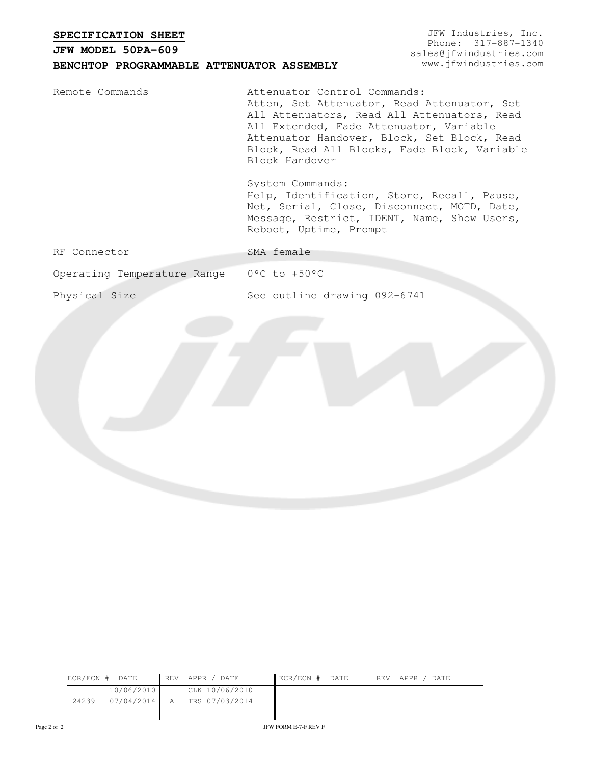**SPECIFICATION SHEET**

**JFW MODEL 50PA-609**

**BENCHTOP PROGRAMMABLE ATTENUATOR ASSEMBLY**

JFW Industries, Inc.
Phone: 317-887-1340
sales@jfwindustries.com
www.jfwindustries.com

| | |
|---|---|
| Remote Commands | Attenuator Control Commands:<br>Atten, Set Attenuator, Read Attenuator, Set All Attenuators, Read All Attenuators, Read All Extended, Fade Attenuator, Variable Attenuator Handover, Block, Set Block, Read Block, Read All Blocks, Fade Block, Variable Block Handover<br><br>System Commands:<br>Help, Identification, Store, Recall, Pause, Net, Serial, Close, Disconnect, MOTD, Date, Message, Restrict, IDENT, Name, Show Users, Reboot, Uptime, Prompt |
| RF Connector | SMA female |
| Operating Temperature Range | 0°C to +50°C |
| Physical Size | See outline drawing 092-6741 |

| ECR/ECN # | DATE | REV | APPR / DATE | ECR/ECN # | DATE | REV | APPR / DATE |
|---|---|---|---|---|---|---|---|
| | 10/06/2010 | | CLK 10/06/2010 | | | | |
| 24239 | 07/04/2014 | A | TRS 07/03/2014 | | | | |

JFW FORM E-7-F REV F